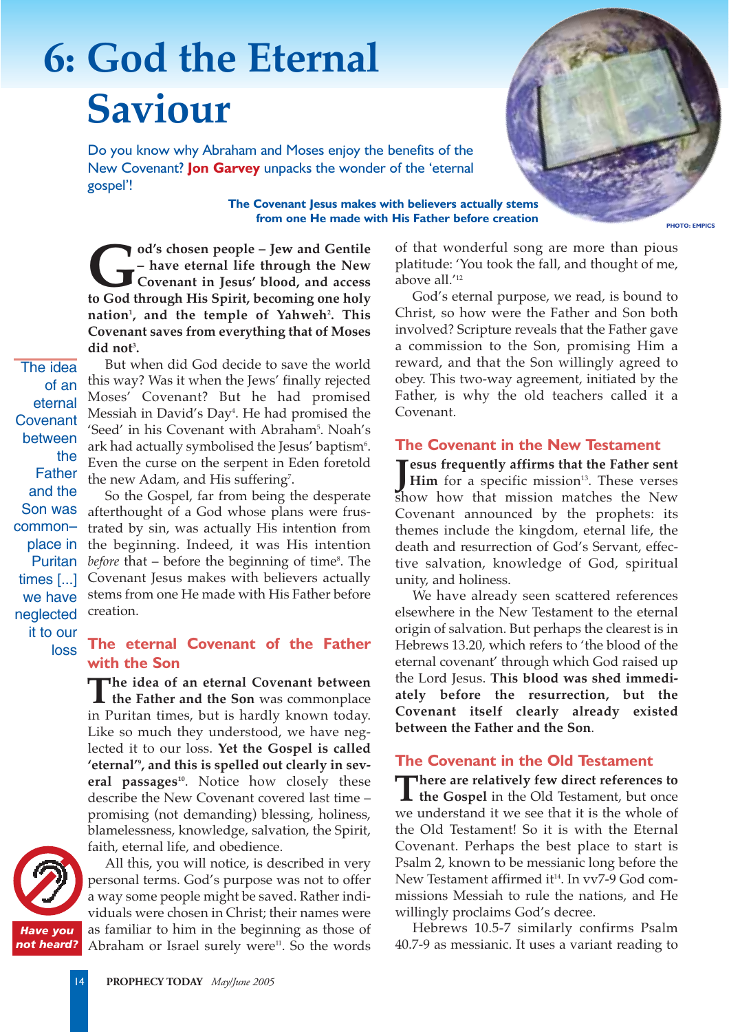# 6: God the Eternal Saviour

Do you know why Abraham and Moses enjoy the benefits of the New Covenant? **Jon Garvey** unpacks the wonder of the 'eternal gospel'!

**The Covenant Jesus makes with believers actually stems from one He made with His Father before creation**

PHOTO: EMPICS

**God's chosen people – Jew and Gentile – have eternal life through the New Covenant in Jesus' blood, and access to God through His Spirit, becoming one holy nation[1], and the temple of Yahweh[2]. This Covenant saves from everything that of Moses did not[3].**

But when did God decide to save the world this way? Was it when the Jews' finally rejected Moses' Covenant? But he had promised Messiah in David's Day[4]. He had promised the 'Seed' in his Covenant with Abraham[5]. Noah's ark had actually symbolised the Jesus' baptism[6]. Even the curse on the serpent in Eden foretold the new Adam, and His suffering[7].

So the Gospel, far from being the desperate afterthought of a God whose plans were frustrated by sin, was actually His intention from the beginning. Indeed, it was His intention *before* that – before the beginning of time[8]. The Covenant Jesus makes with believers actually stems from one He made with His Father before creation.

> The idea of an eternal Covenant between the Father and the Son was common–place in Puritan times [...] we have neglected it to our loss

## The eternal Covenant of the Father with the Son

**The idea of an eternal Covenant between the Father and the Son** was commonplace in Puritan times, but is hardly known today. Like so much they understood, we have neglected it to our loss. **Yet the Gospel is called 'eternal'[9], and this is spelled out clearly in several passages[10].** Notice how closely these describe the New Covenant covered last time – promising (not demanding) blessing, holiness, blamelessness, knowledge, salvation, the Spirit, faith, eternal life, and obedience.

All this, you will notice, is described in very personal terms. God's purpose was not to offer a way some people might be saved. Rather individuals were chosen in Christ; their names were as familiar to him in the beginning as those of Abraham or Israel surely were[11]. So the words of that wonderful song are more than pious platitude: 'You took the fall, and thought of me, above all.'[12]

*Have you not heard?*

God's eternal purpose, we read, is bound to Christ, so how were the Father and Son both involved? Scripture reveals that the Father gave a commission to the Son, promising Him a reward, and that the Son willingly agreed to obey. This two-way agreement, initiated by the Father, is why the old teachers called it a Covenant.

## The Covenant in the New Testament

**Jesus frequently affirms that the Father sent Him** for a specific mission[13]. These verses show how that mission matches the New Covenant announced by the prophets: its themes include the kingdom, eternal life, the death and resurrection of God's Servant, effective salvation, knowledge of God, spiritual unity, and holiness.

We have already seen scattered references elsewhere in the New Testament to the eternal origin of salvation. But perhaps the clearest is in Hebrews 13.20, which refers to 'the blood of the eternal covenant' through which God raised up the Lord Jesus. **This blood was shed immediately before the resurrection, but the Covenant itself clearly already existed between the Father and the Son.**

## The Covenant in the Old Testament

**There are relatively few direct references to the Gospel** in the Old Testament, but once we understand it we see that it is the whole of the Old Testament! So it is with the Eternal Covenant. Perhaps the best place to start is Psalm 2, known to be messianic long before the New Testament affirmed it[14]. In vv7-9 God commissions Messiah to rule the nations, and He willingly proclaims God's decree.

Hebrews 10.5-7 similarly confirms Psalm 40.7-9 as messianic. It uses a variant reading to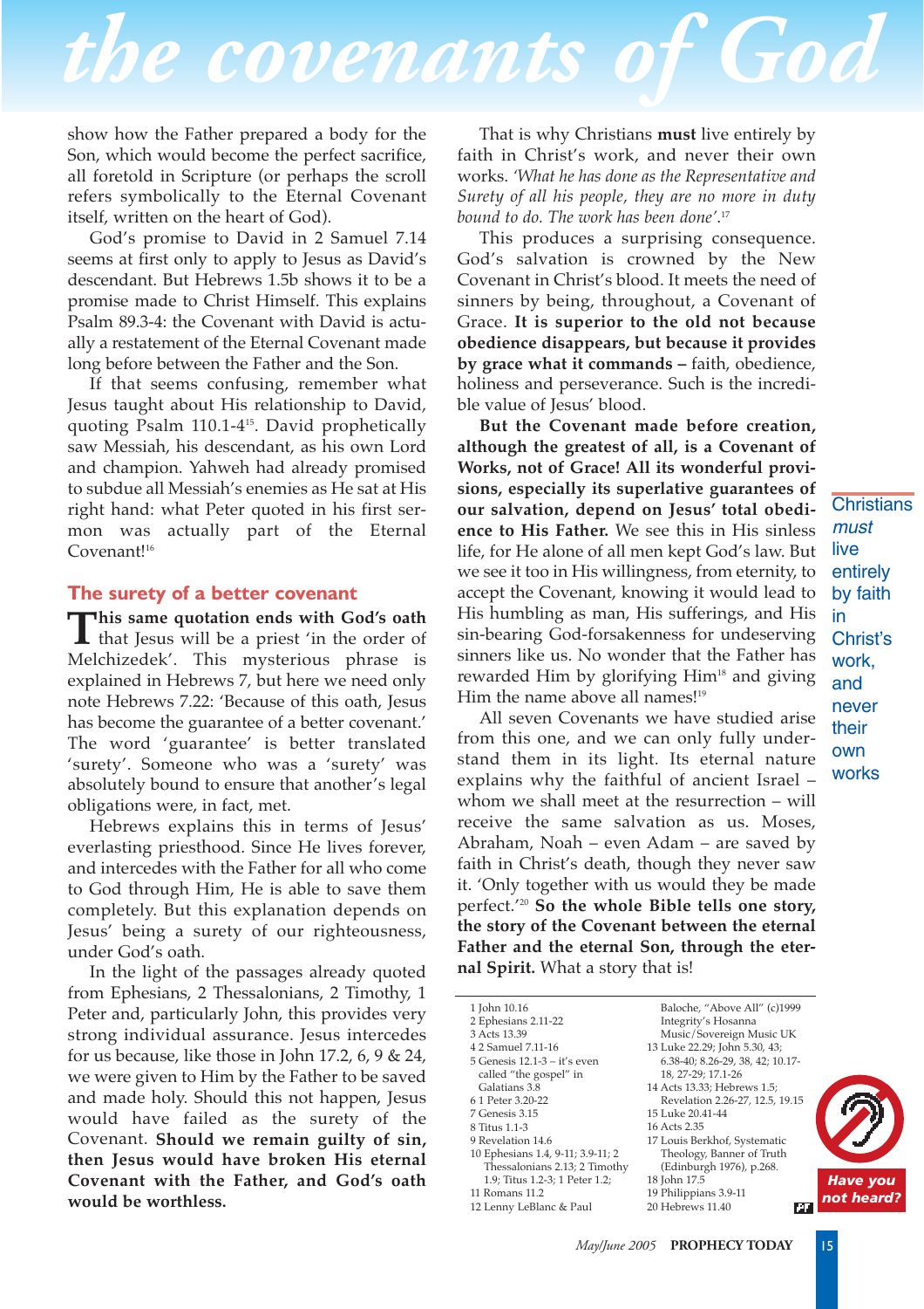show how the Father prepared a body for the Son, which would become the perfect sacrifice, all foretold in Scripture (or perhaps the scroll refers symbolically to the Eternal Covenant itself, written on the heart of God).

God's promise to David in 2 Samuel 7.14 seems at first only to apply to Jesus as David's descendant. But Hebrews 1.5b shows it to be a promise made to Christ Himself. This explains Psalm 89.3-4: the Covenant with David is actually a restatement of the Eternal Covenant made long before between the Father and the Son.

If that seems confusing, remember what Jesus taught about His relationship to David, quoting Psalm 110.1-4[15]. David prophetically saw Messiah, his descendant, as his own Lord and champion. Yahweh had already promised to subdue all Messiah's enemies as He sat at His right hand: what Peter quoted in his first sermon was actually part of the Eternal Covenant![16]

## The surety of a better covenant

**This same quotation ends with God's oath** that Jesus will be a priest 'in the order of Melchizedek'. This mysterious phrase is explained in Hebrews 7, but here we need only note Hebrews 7.22: 'Because of this oath, Jesus has become the guarantee of a better covenant.' The word 'guarantee' is better translated 'surety'. Someone who was a 'surety' was absolutely bound to ensure that another's legal obligations were, in fact, met.

Hebrews explains this in terms of Jesus' everlasting priesthood. Since He lives forever, and intercedes with the Father for all who come to God through Him, He is able to save them completely. But this explanation depends on Jesus' being a surety of our righteousness, under God's oath.

In the light of the passages already quoted from Ephesians, 2 Thessalonians, 2 Timothy, 1 Peter and, particularly John, this provides very strong individual assurance. Jesus intercedes for us because, like those in John 17.2, 6, 9 & 24, we were given to Him by the Father to be saved and made holy. Should this not happen, Jesus would have failed as the surety of the Covenant. **Should we remain guilty of sin, then Jesus would have broken His eternal Covenant with the Father, and God's oath would be worthless.**

That is why Christians **must** live entirely by faith in Christ's work, and never their own works. *'What he has done as the Representative and Surety of all his people, they are no more in duty bound to do. The work has been done'.*[17]

This produces a surprising consequence. God's salvation is crowned by the New Covenant in Christ's blood. It meets the need of sinners by being, throughout, a Covenant of Grace. **It is superior to the old not because obedience disappears, but because it provides by grace what it commands** – faith, obedience, holiness and perseverance. Such is the incredible value of Jesus' blood.

**But the Covenant made before creation, although the greatest of all, is a Covenant of Works, not of Grace! All its wonderful provisions, especially its superlative guarantees of our salvation, depend on Jesus' total obedience to His Father.** We see this in His sinless life, for He alone of all men kept God's law. But we see it too in His willingness, from eternity, to accept the Covenant, knowing it would lead to His humbling as man, His sufferings, and His sin-bearing God-forsakenness for undeserving sinners like us. No wonder that the Father has rewarded Him by glorifying Him[18] and giving Him the name above all names![19]

All seven Covenants we have studied arise from this one, and we can only fully understand them in its light. Its eternal nature explains why the faithful of ancient Israel – whom we shall meet at the resurrection – will receive the same salvation as us. Moses, Abraham, Noah – even Adam – are saved by faith in Christ's death, though they never saw it. 'Only together with us would they be made perfect.'[20] **So the whole Bible tells one story, the story of the Covenant between the eternal Father and the eternal Son, through the eternal Spirit.** What a story that is!

Christians *must* live entirely by faith in Christ's work, and never their own works

1 John 10.16
2 Ephesians 2.11-22
3 Acts 13.39
4 2 Samuel 7.11-16
5 Genesis 12.1-3 – it's even called "the gospel" in Galatians 3.8
6 1 Peter 3.20-22
7 Genesis 3.15
8 Titus 1.1-3
9 Revelation 14.6
10 Ephesians 1.4, 9-11; 3.9-11; 2 Thessalonians 2.13; 2 Timothy 1.9; Titus 1.2-3; 1 Peter 1.2;
11 Romans 11.2
12 Lenny LeBlanc & Paul Baloche, "Above All" (c)1999 Integrity's Hosanna Music/Sovereign Music UK
13 Luke 22.29; John 5.30, 43; 6.38-40; 8.26-29, 38, 42; 10.17-18, 27-29; 17.1-26
14 Acts 13.33; Hebrews 1.5; Revelation 2.26-27, 12.5, 19.15
15 Luke 20.41-44
16 Acts 2.35
17 Louis Berkhof, Systematic Theology, Banner of Truth (Edinburgh 1976), p.268.
18 John 17.5
19 Philippians 3.9-11
20 Hebrews 11.40

Have you not heard?